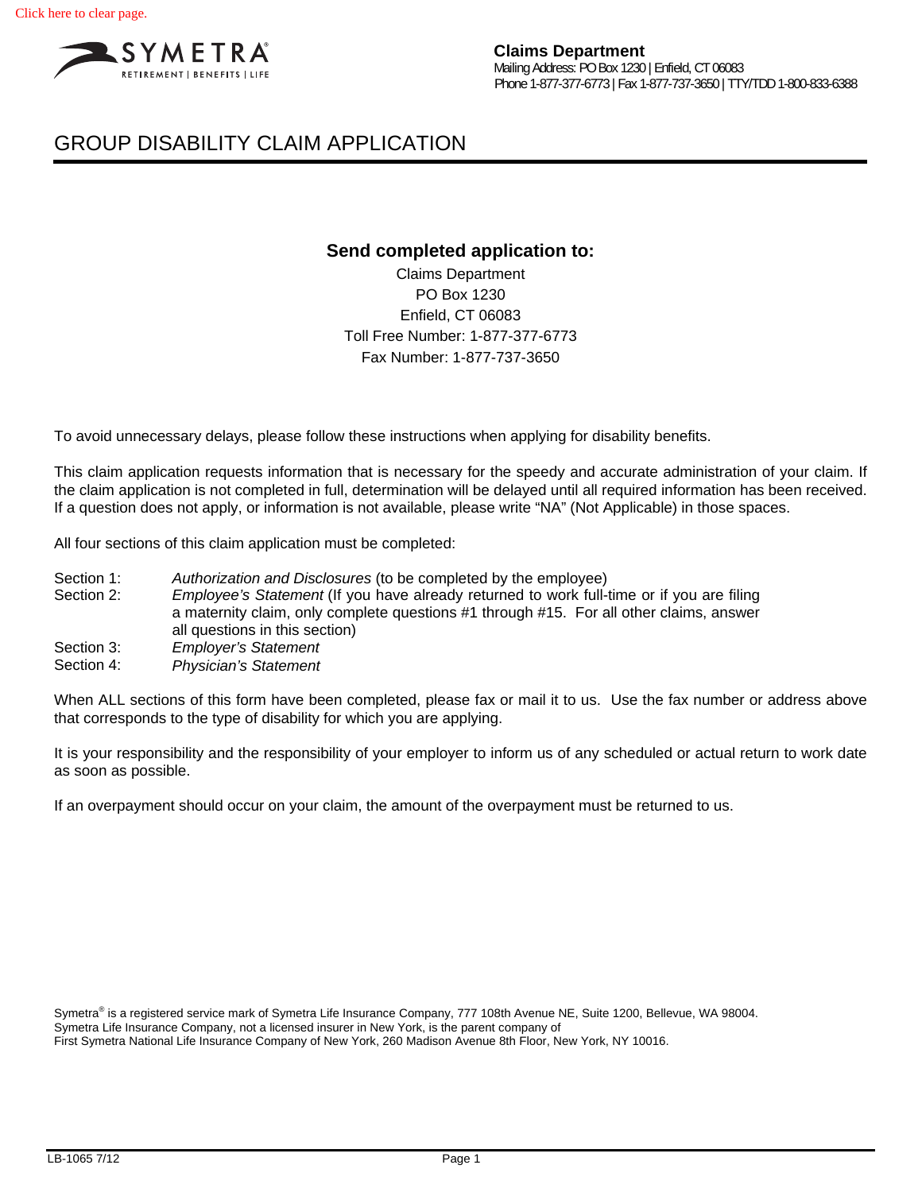Click here to clear page.

SYMETRA®
RETIREMENT | BENEFITS | LIFE

**Claims Department**
Mailing Address: PO Box 1230 | Enfield, CT 06083
Phone 1-877-377-6773 | Fax 1-877-737-3650 | TTY/TDD 1-800-833-6388

# GROUP DISABILITY CLAIM APPLICATION

**Send completed application to:**

Claims Department
PO Box 1230
Enfield, CT 06083
Toll Free Number: 1-877-377-6773
Fax Number: 1-877-737-3650

To avoid unnecessary delays, please follow these instructions when applying for disability benefits.

This claim application requests information that is necessary for the speedy and accurate administration of your claim. If the claim application is not completed in full, determination will be delayed until all required information has been received. If a question does not apply, or information is not available, please write "NA" (Not Applicable) in those spaces.

All four sections of this claim application must be completed:

- Section 1: *Authorization and Disclosures* (to be completed by the employee)
- Section 2: *Employee's Statement* (If you have already returned to work full-time or if you are filing a maternity claim, only complete questions #1 through #15. For all other claims, answer all questions in this section)
- Section 3: *Employer's Statement*
- Section 4: *Physician's Statement*

When ALL sections of this form have been completed, please fax or mail it to us. Use the fax number or address above that corresponds to the type of disability for which you are applying.

It is your responsibility and the responsibility of your employer to inform us of any scheduled or actual return to work date as soon as possible.

If an overpayment should occur on your claim, the amount of the overpayment must be returned to us.

Symetra® is a registered service mark of Symetra Life Insurance Company, 777 108th Avenue NE, Suite 1200, Bellevue, WA 98004.
Symetra Life Insurance Company, not a licensed insurer in New York, is the parent company of
First Symetra National Life Insurance Company of New York, 260 Madison Avenue 8th Floor, New York, NY 10016.

LB-1065 7/12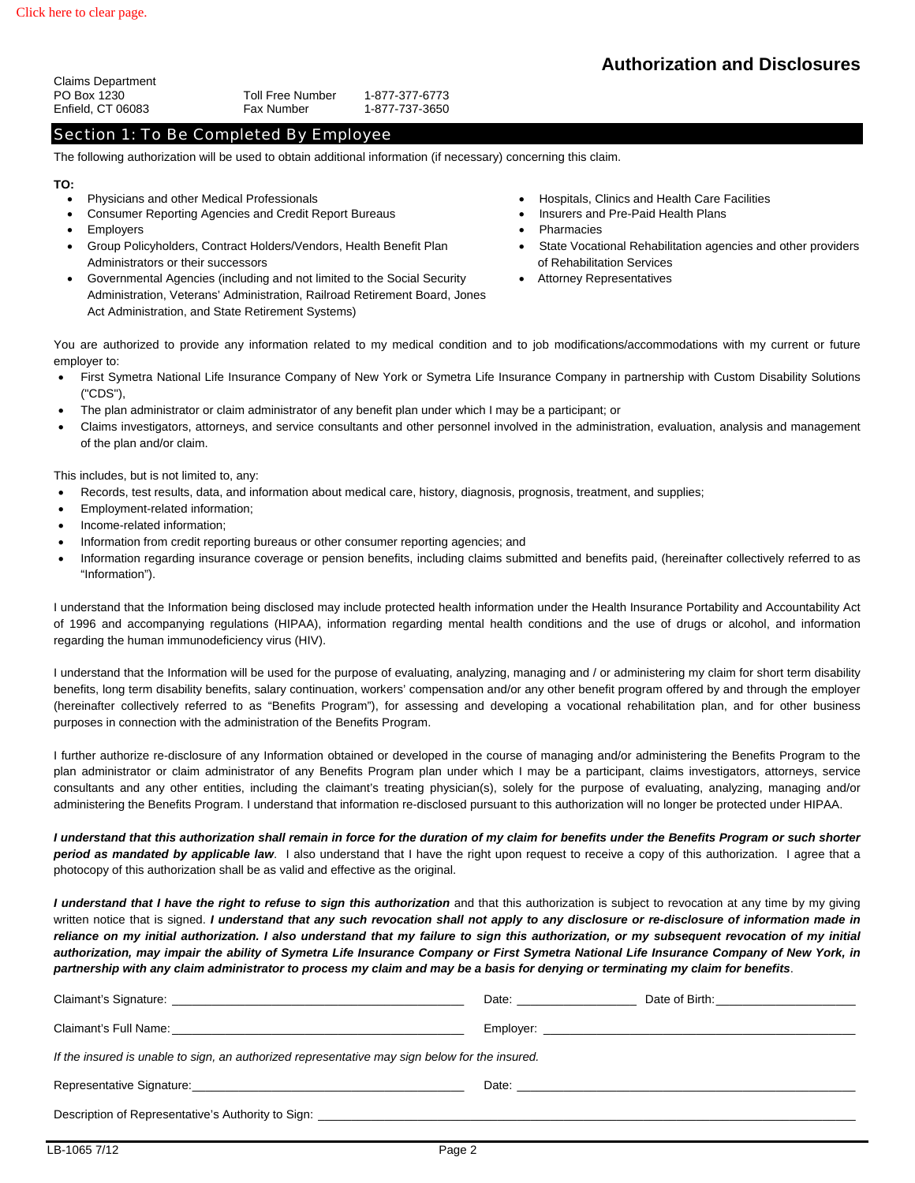# Authorization and Disclosures

Claims Department
PO Box 1230
Enfield, CT 06083

Toll Free Number 1-877-377-6773
Fax Number 1-877-737-3650

## Section 1: To Be Completed By Employee

The following authorization will be used to obtain additional information (if necessary) concerning this claim.

**TO:**

- Physicians and other Medical Professionals
- Consumer Reporting Agencies and Credit Report Bureaus
- Employers
- Group Policyholders, Contract Holders/Vendors, Health Benefit Plan Administrators or their successors
- Governmental Agencies (including and not limited to the Social Security Administration, Veterans' Administration, Railroad Retirement Board, Jones Act Administration, and State Retirement Systems)
- Hospitals, Clinics and Health Care Facilities
- Insurers and Pre-Paid Health Plans
- Pharmacies
- State Vocational Rehabilitation agencies and other providers of Rehabilitation Services
- Attorney Representatives

You are authorized to provide any information related to my medical condition and to job modifications/accommodations with my current or future employer to:

- First Symetra National Life Insurance Company of New York or Symetra Life Insurance Company in partnership with Custom Disability Solutions ("CDS"),
- The plan administrator or claim administrator of any benefit plan under which I may be a participant; or
- Claims investigators, attorneys, and service consultants and other personnel involved in the administration, evaluation, analysis and management of the plan and/or claim.

This includes, but is not limited to, any:

- Records, test results, data, and information about medical care, history, diagnosis, prognosis, treatment, and supplies;
- Employment-related information;
- Income-related information;
- Information from credit reporting bureaus or other consumer reporting agencies; and
- Information regarding insurance coverage or pension benefits, including claims submitted and benefits paid, (hereinafter collectively referred to as "Information").

I understand that the Information being disclosed may include protected health information under the Health Insurance Portability and Accountability Act of 1996 and accompanying regulations (HIPAA), information regarding mental health conditions and the use of drugs or alcohol, and information regarding the human immunodeficiency virus (HIV).

I understand that the Information will be used for the purpose of evaluating, analyzing, managing and / or administering my claim for short term disability benefits, long term disability benefits, salary continuation, workers' compensation and/or any other benefit program offered by and through the employer (hereinafter collectively referred to as "Benefits Program"), for assessing and developing a vocational rehabilitation plan, and for other business purposes in connection with the administration of the Benefits Program.

I further authorize re-disclosure of any Information obtained or developed in the course of managing and/or administering the Benefits Program to the plan administrator or claim administrator of any Benefits Program plan under which I may be a participant, claims investigators, attorneys, service consultants and any other entities, including the claimant's treating physician(s), solely for the purpose of evaluating, analyzing, managing and/or administering the Benefits Program. I understand that information re-disclosed pursuant to this authorization will no longer be protected under HIPAA.

***I understand that this authorization shall remain in force for the duration of my claim for benefits under the Benefits Program or such shorter period as mandated by applicable law*.** I also understand that I have the right upon request to receive a copy of this authorization. I agree that a photocopy of this authorization shall be as valid and effective as the original.

***I understand that I have the right to refuse to sign this authorization*** and that this authorization is subject to revocation at any time by my giving written notice that is signed. ***I understand that any such revocation shall not apply to any disclosure or re-disclosure of information made in reliance on my initial authorization. I also understand that my failure to sign this authorization, or my subsequent revocation of my initial authorization, may impair the ability of Symetra Life Insurance Company or First Symetra National Life Insurance Company of New York, in partnership with any claim administrator to process my claim and may be a basis for denying or terminating my claim for benefits***.

Claimant's Signature: ______________________ Date: __________ Date of Birth: __________

Claimant's Full Name: ______________________ Employer: ______________________

*If the insured is unable to sign, an authorized representative may sign below for the insured.*

Representative Signature: ______________________ Date: ______________________

Description of Representative's Authority to Sign: ______________________

LB-1065 7/12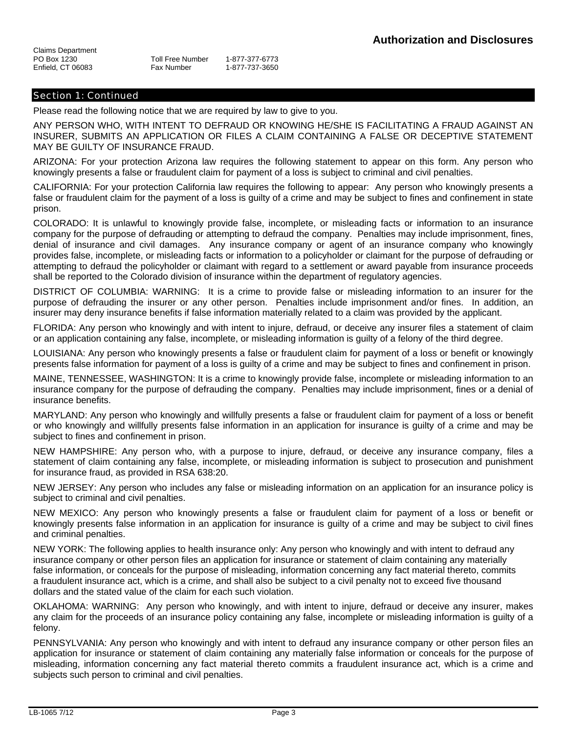Claims Department
PO Box 1230
Enfield, CT 06083

Toll Free Number 1-877-377-6773
Fax Number 1-877-737-3650

# Authorization and Disclosures

## Section 1: Continued

Please read the following notice that we are required by law to give to you.

ANY PERSON WHO, WITH INTENT TO DEFRAUD OR KNOWING HE/SHE IS FACILITATING A FRAUD AGAINST AN INSURER, SUBMITS AN APPLICATION OR FILES A CLAIM CONTAINING A FALSE OR DECEPTIVE STATEMENT MAY BE GUILTY OF INSURANCE FRAUD.

ARIZONA: For your protection Arizona law requires the following statement to appear on this form. Any person who knowingly presents a false or fraudulent claim for payment of a loss is subject to criminal and civil penalties.

CALIFORNIA: For your protection California law requires the following to appear: Any person who knowingly presents a false or fraudulent claim for the payment of a loss is guilty of a crime and may be subject to fines and confinement in state prison.

COLORADO: It is unlawful to knowingly provide false, incomplete, or misleading facts or information to an insurance company for the purpose of defrauding or attempting to defraud the company. Penalties may include imprisonment, fines, denial of insurance and civil damages. Any insurance company or agent of an insurance company who knowingly provides false, incomplete, or misleading facts or information to a policyholder or claimant for the purpose of defrauding or attempting to defraud the policyholder or claimant with regard to a settlement or award payable from insurance proceeds shall be reported to the Colorado division of insurance within the department of regulatory agencies.

DISTRICT OF COLUMBIA: WARNING: It is a crime to provide false or misleading information to an insurer for the purpose of defrauding the insurer or any other person. Penalties include imprisonment and/or fines. In addition, an insurer may deny insurance benefits if false information materially related to a claim was provided by the applicant.

FLORIDA: Any person who knowingly and with intent to injure, defraud, or deceive any insurer files a statement of claim or an application containing any false, incomplete, or misleading information is guilty of a felony of the third degree.

LOUISIANA: Any person who knowingly presents a false or fraudulent claim for payment of a loss or benefit or knowingly presents false information for payment of a loss is guilty of a crime and may be subject to fines and confinement in prison.

MAINE, TENNESSEE, WASHINGTON: It is a crime to knowingly provide false, incomplete or misleading information to an insurance company for the purpose of defrauding the company. Penalties may include imprisonment, fines or a denial of insurance benefits.

MARYLAND: Any person who knowingly and willfully presents a false or fraudulent claim for payment of a loss or benefit or who knowingly and willfully presents false information in an application for insurance is guilty of a crime and may be subject to fines and confinement in prison.

NEW HAMPSHIRE: Any person who, with a purpose to injure, defraud, or deceive any insurance company, files a statement of claim containing any false, incomplete, or misleading information is subject to prosecution and punishment for insurance fraud, as provided in RSA 638:20.

NEW JERSEY: Any person who includes any false or misleading information on an application for an insurance policy is subject to criminal and civil penalties.

NEW MEXICO: Any person who knowingly presents a false or fraudulent claim for payment of a loss or benefit or knowingly presents false information in an application for insurance is guilty of a crime and may be subject to civil fines and criminal penalties.

NEW YORK: The following applies to health insurance only: Any person who knowingly and with intent to defraud any insurance company or other person files an application for insurance or statement of claim containing any materially false information, or conceals for the purpose of misleading, information concerning any fact material thereto, commits a fraudulent insurance act, which is a crime, and shall also be subject to a civil penalty not to exceed five thousand dollars and the stated value of the claim for each such violation.

OKLAHOMA: WARNING: Any person who knowingly, and with intent to injure, defraud or deceive any insurer, makes any claim for the proceeds of an insurance policy containing any false, incomplete or misleading information is guilty of a felony.

PENNSYLVANIA: Any person who knowingly and with intent to defraud any insurance company or other person files an application for insurance or statement of claim containing any materially false information or conceals for the purpose of misleading, information concerning any fact material thereto commits a fraudulent insurance act, which is a crime and subjects such person to criminal and civil penalties.

LB-1065 7/12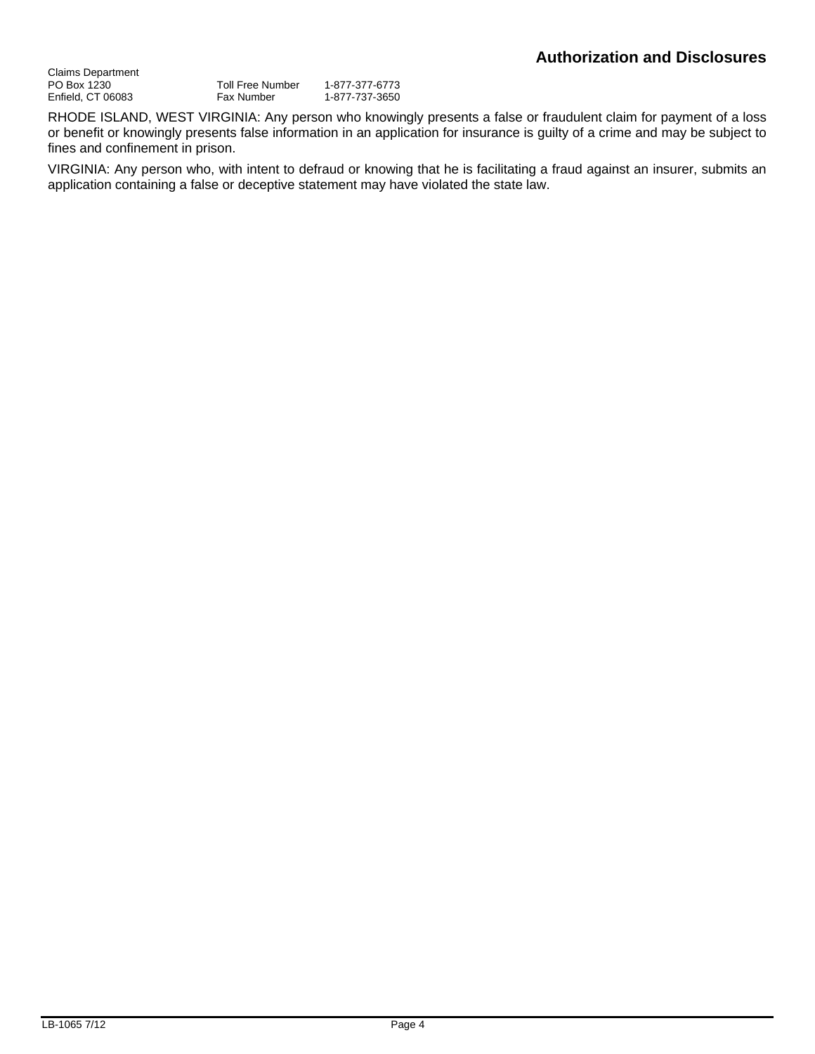Claims Department
PO Box 1230
Enfield, CT 06083

Toll Free Number 1-877-377-6773
Fax Number 1-877-737-3650

RHODE ISLAND, WEST VIRGINIA: Any person who knowingly presents a false or fraudulent claim for payment of a loss or benefit or knowingly presents false information in an application for insurance is guilty of a crime and may be subject to fines and confinement in prison.

VIRGINIA: Any person who, with intent to defraud or knowing that he is facilitating a fraud against an insurer, submits an application containing a false or deceptive statement may have violated the state law.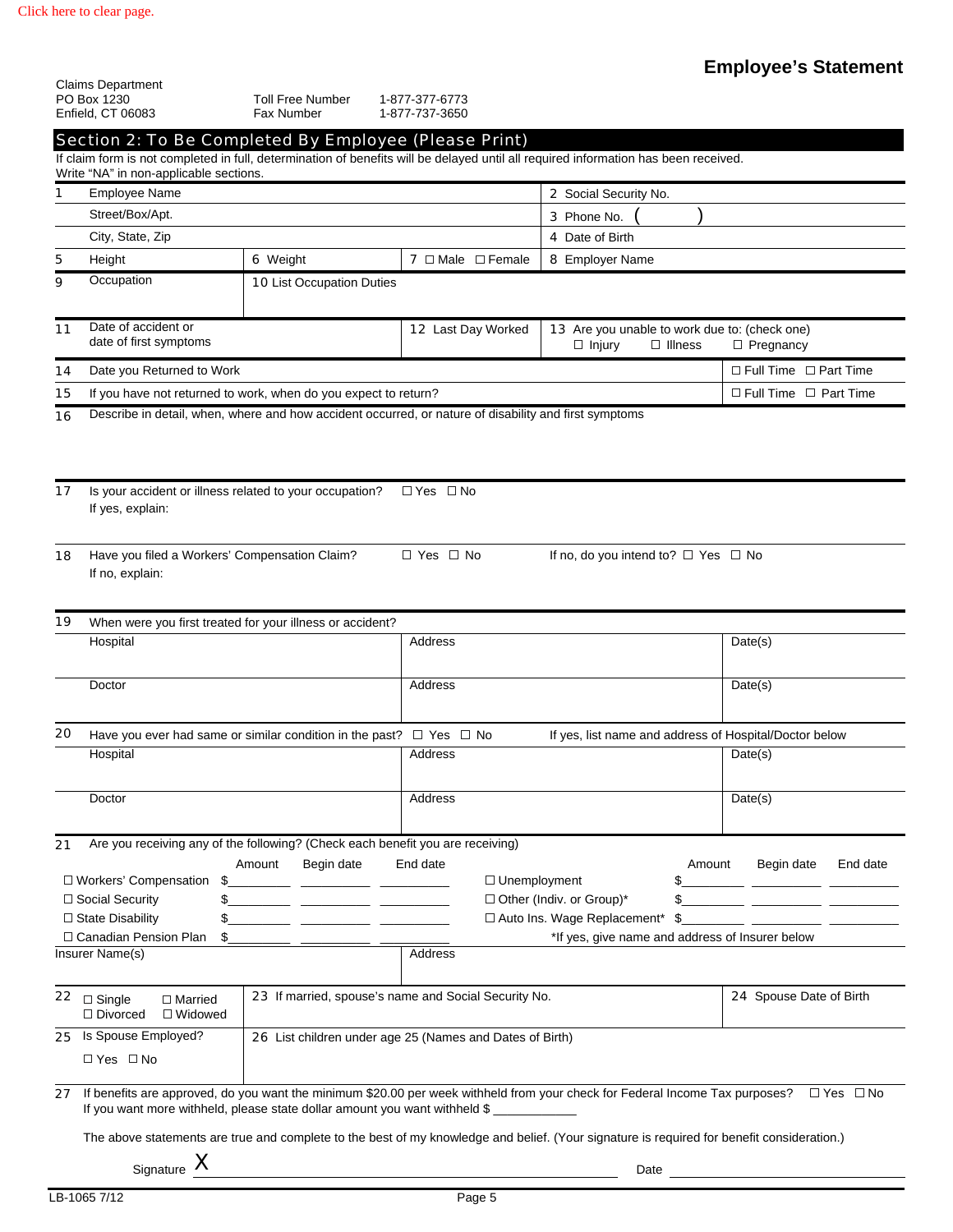Click here to clear page.

# Employee's Statement

Claims Department
PO Box 1230
Enfield, CT 06083

Toll Free Number 1-877-377-6773
Fax Number 1-877-737-3650

## Section 2: To Be Completed By Employee (Please Print)

If claim form is not completed in full, determination of benefits will be delayed until all required information has been received.
Write "NA" in non-applicable sections.

| | | | |
|---|---|---|---|
| 1 Employee Name | | | 2 Social Security No. |
| Street/Box/Apt. | | | 3 Phone No. ( ) |
| City, State, Zip | | | 4 Date of Birth |
| 5 Height | 6 Weight | 7 ☐ Male ☐ Female | 8 Employer Name |
| 9 Occupation | 10 List Occupation Duties | | |
| 11 Date of accident or date of first symptoms | | 12 Last Day Worked | 13 Are you unable to work due to: (check one) ☐ Injury ☐ Illness ☐ Pregnancy |

14 Date you Returned to Work ☐ Full Time ☐ Part Time

15 If you have not returned to work, when do you expect to return? ☐ Full Time ☐ Part Time

16 Describe in detail, when, where and how accident occurred, or nature of disability and first symptoms

17 Is your accident or illness related to your occupation? ☐ Yes ☐ No
If yes, explain:

18 Have you filed a Workers' Compensation Claim? ☐ Yes ☐ No If no, do you intend to? ☐ Yes ☐ No
If no, explain:

19 When were you first treated for your illness or accident?

| | Address | Date(s) |
|---|---|---|
| Hospital | | |
| Doctor | | |

20 Have you ever had same or similar condition in the past? ☐ Yes ☐ No If yes, list name and address of Hospital/Doctor below

| | Address | Date(s) |
|---|---|---|
| Hospital | | |
| Doctor | | |

21 Are you receiving any of the following? (Check each benefit you are receiving)

| | Amount | Begin date | End date | | Amount | Begin date | End date |
|---|---|---|---|---|---|---|---|
| ☐ Workers' Compensation | $ | | | ☐ Unemployment | $ | | |
| ☐ Social Security | $ | | | ☐ Other (Indiv. or Group)* | $ | | |
| ☐ State Disability | $ | | | ☐ Auto Ins. Wage Replacement* | $ | | |
| ☐ Canadian Pension Plan | $ | | | *If yes, give name and address of Insurer below | | | |

| Insurer Name(s) | Address |
|---|---|
| | |

| | | |
|---|---|---|
| 22 ☐ Single ☐ Married ☐ Divorced ☐ Widowed | 23 If married, spouse's name and Social Security No. | 24 Spouse Date of Birth |
| 25 Is Spouse Employed? ☐ Yes ☐ No | 26 List children under age 25 (Names and Dates of Birth) | |

27 If benefits are approved, do you want the minimum $20.00 per week withheld from your check for Federal Income Tax purposes? ☐ Yes ☐ No
If you want more withheld, please state dollar amount you want withheld $ ____________

The above statements are true and complete to the best of my knowledge and belief. (Your signature is required for benefit consideration.)

Signature X ______________________________ Date ______________

LB-1065 7/12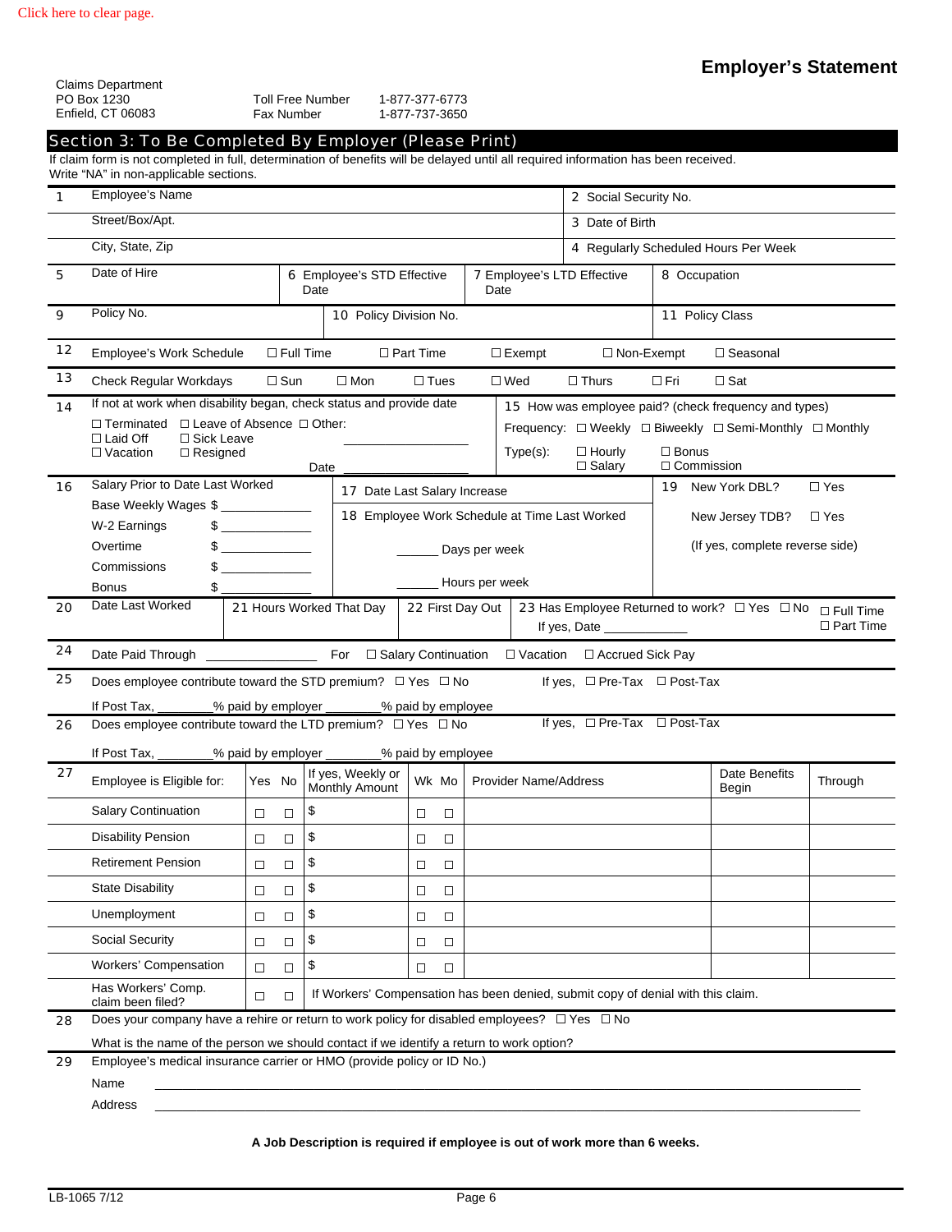Click here to clear page.

# Employer's Statement

Claims Department
PO Box 1230
Enfield, CT 06083

Toll Free Number 1-877-377-6773
Fax Number 1-877-737-3650

## Section 3: To Be Completed By Employer (Please Print)

If claim form is not completed in full, determination of benefits will be delayed until all required information has been received. Write "NA" in non-applicable sections.

1 Employee's Name

Street/Box/Apt.

City, State, Zip

2 Social Security No.

3 Date of Birth

4 Regularly Scheduled Hours Per Week

5 Date of Hire

6 Employee's STD Effective Date

7 Employee's LTD Effective Date

8 Occupation

9 Policy No.

10 Policy Division No.

11 Policy Class

12 Employee's Work Schedule ☐ Full Time ☐ Part Time ☐ Exempt ☐ Non-Exempt ☐ Seasonal

13 Check Regular Workdays ☐ Sun ☐ Mon ☐ Tues ☐ Wed ☐ Thurs ☐ Fri ☐ Sat

14 If not at work when disability began, check status and provide date
☐ Terminated ☐ Leave of Absence ☐ Other: ____________
☐ Laid Off ☐ Sick Leave
☐ Vacation ☐ Resigned
Date ____________

15 How was employee paid? (check frequency and types)
Frequency: ☐ Weekly ☐ Biweekly ☐ Semi-Monthly ☐ Monthly
Type(s): ☐ Hourly ☐ Salary ☐ Bonus ☐ Commission

16 Salary Prior to Date Last Worked
Base Weekly Wages $ ____________
W-2 Earnings $ ____________
Overtime $ ____________
Commissions $ ____________
Bonus $ ____________

17 Date Last Salary Increase

18 Employee Work Schedule at Time Last Worked
______ Days per week
______ Hours per week

19 New York DBL? ☐ Yes
New Jersey TDB? ☐ Yes
(If yes, complete reverse side)

20 Date Last Worked

21 Hours Worked That Day

22 First Day Out

23 Has Employee Returned to work? ☐ Yes ☐ No ☐ Full Time ☐ Part Time
If yes, Date ____________

24 Date Paid Through ______________ For ☐ Salary Continuation ☐ Vacation ☐ Accrued Sick Pay

25 Does employee contribute toward the STD premium? ☐ Yes ☐ No If yes, ☐ Pre-Tax ☐ Post-Tax
If Post Tax, _______% paid by employer _______% paid by employee

26 Does employee contribute toward the LTD premium? ☐ Yes ☐ No If yes, ☐ Pre-Tax ☐ Post-Tax
If Post Tax, _______% paid by employer _______% paid by employee

27

| Employee is Eligible for: | Yes | No | If yes, Weekly or Monthly Amount | Wk | Mo | Provider Name/Address | Date Benefits Begin | Through |
|---|---|---|---|---|---|---|---|---|
| Salary Continuation | ☐ | ☐ | $ | ☐ | ☐ | | | |
| Disability Pension | ☐ | ☐ | $ | ☐ | ☐ | | | |
| Retirement Pension | ☐ | ☐ | $ | ☐ | ☐ | | | |
| State Disability | ☐ | ☐ | $ | ☐ | ☐ | | | |
| Unemployment | ☐ | ☐ | $ | ☐ | ☐ | | | |
| Social Security | ☐ | ☐ | $ | ☐ | ☐ | | | |
| Workers' Compensation | ☐ | ☐ | $ | ☐ | ☐ | | | |
| Has Workers' Comp. claim been filed? | ☐ | ☐ | If Workers' Compensation has been denied, submit copy of denial with this claim. | | | | | |

28 Does your company have a rehire or return to work policy for disabled employees? ☐ Yes ☐ No
What is the name of the person we should contact if we identify a return to work option?

29 Employee's medical insurance carrier or HMO (provide policy or ID No.)
Name ____________________________________________
Address ____________________________________________

**A Job Description is required if employee is out of work more than 6 weeks.**

LB-1065 7/12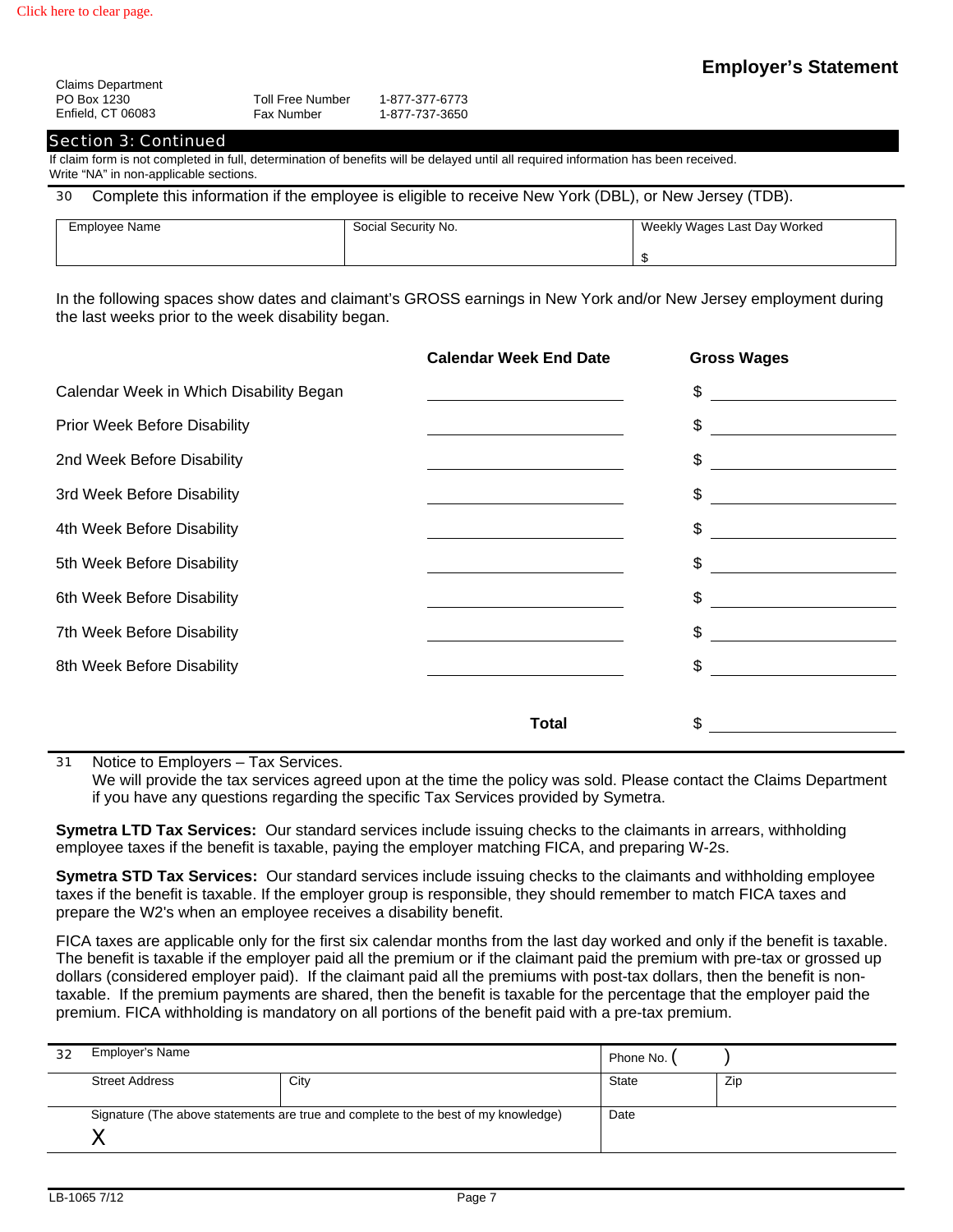Click here to clear page.

# Employer's Statement

Claims Department
PO Box 1230
Enfield, CT 06083

Toll Free Number 1-877-377-6773
Fax Number 1-877-737-3650

## Section 3: Continued

If claim form is not completed in full, determination of benefits will be delayed until all required information has been received.
Write "NA" in non-applicable sections.

30 Complete this information if the employee is eligible to receive New York (DBL), or New Jersey (TDB).

| Employee Name | Social Security No. | Weekly Wages Last Day Worked |
|---|---|---|
| | | $ |

In the following spaces show dates and claimant's GROSS earnings in New York and/or New Jersey employment during the last weeks prior to the week disability began.

| | Calendar Week End Date | Gross Wages |
|---|---|---|
| Calendar Week in Which Disability Began | | $ |
| Prior Week Before Disability | | $ |
| 2nd Week Before Disability | | $ |
| 3rd Week Before Disability | | $ |
| 4th Week Before Disability | | $ |
| 5th Week Before Disability | | $ |
| 6th Week Before Disability | | $ |
| 7th Week Before Disability | | $ |
| 8th Week Before Disability | | $ |
| | **Total** | $ |

31 Notice to Employers – Tax Services.
We will provide the tax services agreed upon at the time the policy was sold. Please contact the Claims Department if you have any questions regarding the specific Tax Services provided by Symetra.

**Symetra LTD Tax Services:** Our standard services include issuing checks to the claimants in arrears, withholding employee taxes if the benefit is taxable, paying the employer matching FICA, and preparing W-2s.

**Symetra STD Tax Services:** Our standard services include issuing checks to the claimants and withholding employee taxes if the benefit is taxable. If the employer group is responsible, they should remember to match FICA taxes and prepare the W2's when an employee receives a disability benefit.

FICA taxes are applicable only for the first six calendar months from the last day worked and only if the benefit is taxable. The benefit is taxable if the employer paid all the premium or if the claimant paid the premium with pre-tax or grossed up dollars (considered employer paid). If the claimant paid all the premiums with post-tax dollars, then the benefit is non-taxable. If the premium payments are shared, then the benefit is taxable for the percentage that the employer paid the premium. FICA withholding is mandatory on all portions of the benefit paid with a pre-tax premium.

| 32 Employer's Name | | Phone No. ( ) | |
|---|---|---|---|
| Street Address | City | State | Zip |
| Signature (The above statements are true and complete to the best of my knowledge) X | | Date | |

LB-1065 7/12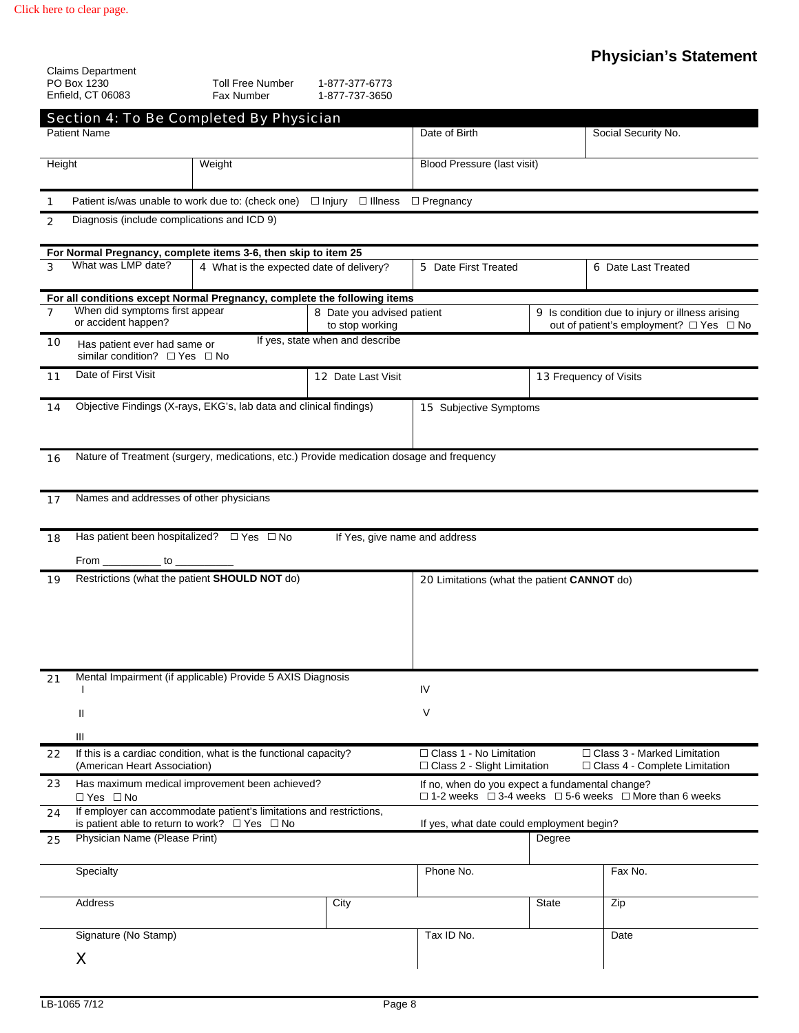Click here to clear page.

# Physician's Statement

Claims Department
PO Box 1230
Enfield, CT 06083

Toll Free Number 1-877-377-6773
Fax Number 1-877-737-3650

## Section 4: To Be Completed By Physician

| Patient Name | Date of Birth | Social Security No. |
|---|---|---|
| | | |

| Height | Weight | Blood Pressure (last visit) |
|---|---|---|
| | | |

1 Patient is/was unable to work due to: (check one) ☐ Injury ☐ Illness ☐ Pregnancy

2 Diagnosis (include complications and ICD 9)

**For Normal Pregnancy, complete items 3-6, then skip to item 25**

| 3 What was LMP date? | 4 What is the expected date of delivery? | 5 Date First Treated | 6 Date Last Treated |
|---|---|---|---|
| | | | |

**For all conditions except Normal Pregnancy, complete the following items**

| 7 When did symptoms first appear or accident happen? | 8 Date you advised patient to stop working | 9 Is condition due to injury or illness arising out of patient's employment? ☐ Yes ☐ No |
|---|---|---|
| | | |

10 Has patient ever had same or similar condition? ☐ Yes ☐ No    If yes, state when and describe

| 11 Date of First Visit | 12 Date Last Visit | 13 Frequency of Visits |
|---|---|---|
| | | |

| 14 Objective Findings (X-rays, EKG's, lab data and clinical findings) | 15 Subjective Symptoms |
|---|---|
| | |

16 Nature of Treatment (surgery, medications, etc.) Provide medication dosage and frequency

17 Names and addresses of other physicians

18 Has patient been hospitalized? ☐ Yes ☐ No    If Yes, give name and address

From __________ to __________

| 19 Restrictions (what the patient **SHOULD NOT** do) | 20 Limitations (what the patient **CANNOT** do) |
|---|---|
| | |

21 Mental Impairment (if applicable) Provide 5 AXIS Diagnosis

I

II

III

IV

V

22 If this is a cardiac condition, what is the functional capacity? (American Heart Association)
☐ Class 1 - No Limitation ☐ Class 2 - Slight Limitation ☐ Class 3 - Marked Limitation ☐ Class 4 - Complete Limitation

23 Has maximum medical improvement been achieved? ☐ Yes ☐ No
If no, when do you expect a fundamental change? ☐ 1-2 weeks ☐ 3-4 weeks ☐ 5-6 weeks ☐ More than 6 weeks

24 If employer can accommodate patient's limitations and restrictions, is patient able to return to work? ☐ Yes ☐ No
If yes, what date could employment begin?

| 25 Physician Name (Please Print) | | Degree | |
|---|---|---|---|
| Specialty | | Phone No. | Fax No. |
| Address | City | State | Zip |
| Signature (No Stamp) X | | Tax ID No. | Date |

LB-1065 7/12